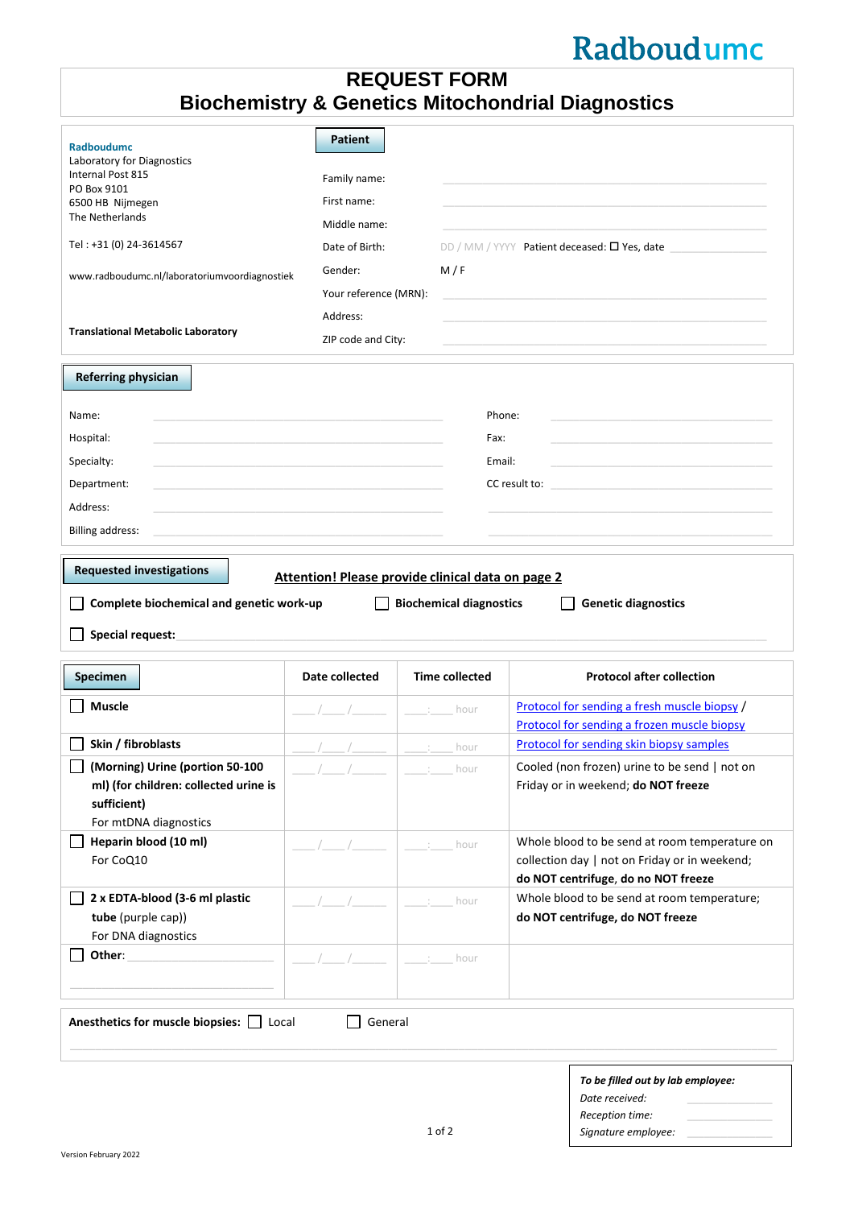Radboudumc

# REQUEST FORM
## Biochemistry & Genetics Mitochondrial Diagnostics

**Radboudumc**
Laboratory for Diagnostics
Internal Post 815
PO Box 9101
6500 HB Nijmegen
The Netherlands

Tel : +31 (0) 24-3614567

www.radboudumc.nl/laboratoriumvoordiagnostiek

**Translational Metabolic Laboratory**

### Patient

Family name: ____________________

First name: ____________________

Middle name: ____________________

Date of Birth: DD / MM / YYYY Patient deceased: ☐ Yes, date ____________

Gender: M / F

Your reference (MRN): ____________________

Address: ____________________

ZIP code and City: ____________________

### Referring physician

Name: ____________________ Phone: ____________________

Hospital: ____________________ Fax: ____________________

Specialty: ____________________ Email: ____________________

Department: ____________________ CC result to: ____________________

Address: ____________________

Billing address: ____________________

### Requested investigations

**Attention! Please provide clinical data on page 2**

☐ **Complete biochemical and genetic work-up** ☐ **Biochemical diagnostics** ☐ **Genetic diagnostics**

☐ **Special request:** ____________________

| Specimen | Date collected | Time collected | Protocol after collection |
|---|---|---|---|
| ☐ **Muscle** | ___/___/_____ | ___:___ hour | Protocol for sending a fresh muscle biopsy / Protocol for sending a frozen muscle biopsy |
| ☐ **Skin / fibroblasts** | ___/___/_____ | ___:___ hour | Protocol for sending skin biopsy samples |
| ☐ **(Morning) Urine (portion 50-100 ml) (for children: collected urine is sufficient)** For mtDNA diagnostics | ___/___/_____ | ___:___ hour | Cooled (non frozen) urine to be send \| not on Friday or in weekend; **do NOT freeze** |
| ☐ **Heparin blood (10 ml)** For CoQ10 | ___/___/_____ | ___:___ hour | Whole blood to be send at room temperature on collection day \| not on Friday or in weekend; **do NOT centrifuge, do no NOT freeze** |
| ☐ **2 x EDTA-blood (3-6 ml plastic tube** (purple cap)) For DNA diagnostics | ___/___/_____ | ___:___ hour | Whole blood to be send at room temperature; **do NOT centrifuge, do NOT freeze** |
| ☐ **Other**: ____________________ | ___/___/_____ | ___:___ hour | |

**Anesthetics for muscle biopsies:** ☐ Local ☐ General

*To be filled out by lab employee:*
*Date received:* ____________
*Reception time:* ____________
*Signature employee:* ____________

Version February 2022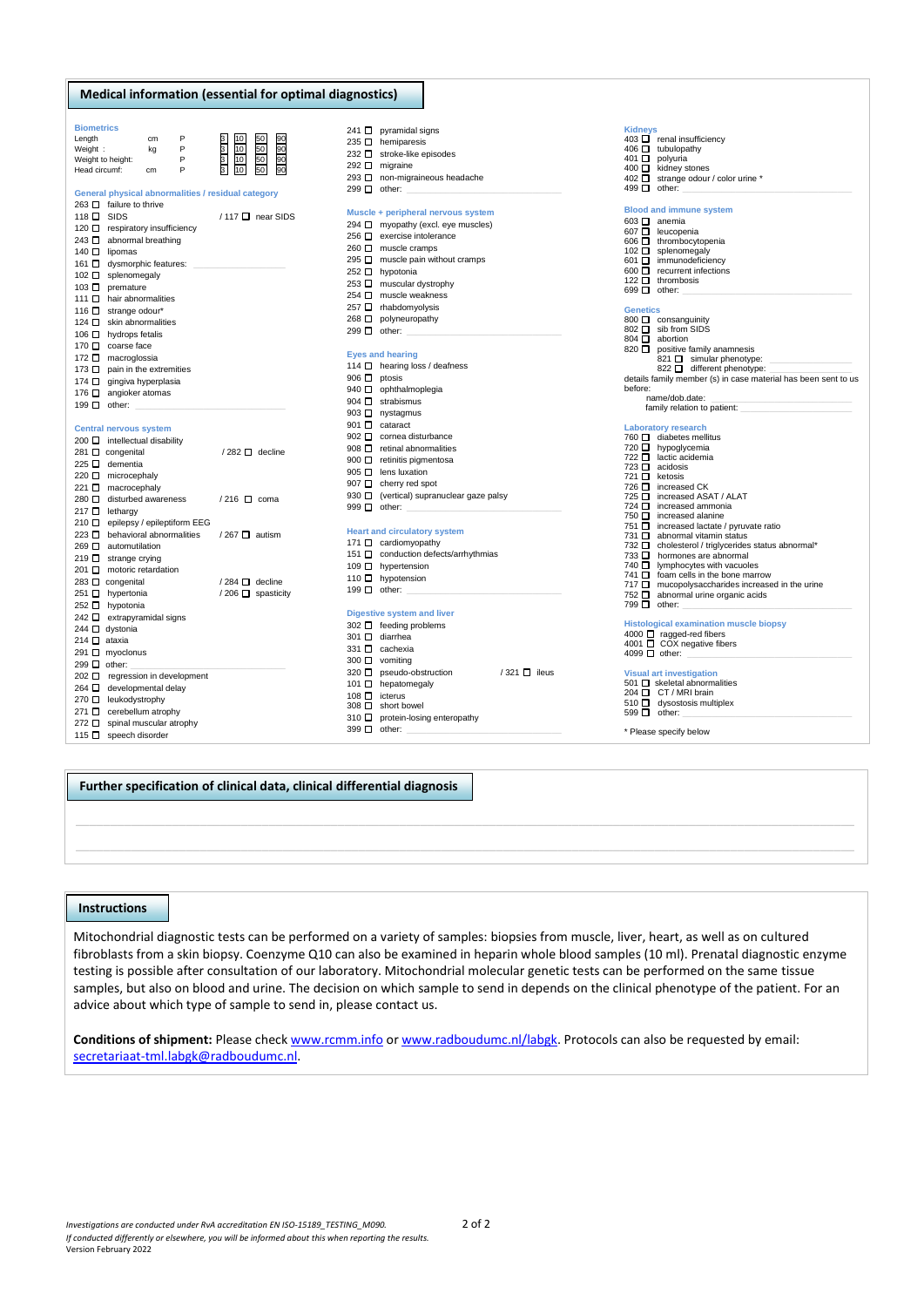## Medical information (essential for optimal diagnostics)

**Biometrics**

| | | | | | | |
|---|---|---|---|---|---|---|
| Length | cm | P | 3 | 10 | 50 | 90 |
| Weight : | kg | P | 3 | 10 | 50 | 90 |
| Weight to height: | | P | 3 | 10 | 50 | 90 |
| Head circumf: | cm | P | 3 | 10 | 50 | 90 |

**General physical abnormalities / residual category**

- 263 ☐ failure to thrive
- 118 ☐ SIDS / 117 ☐ near SIDS
- 120 ☐ respiratory insufficiency
- 243 ☐ abnormal breathing
- 140 ☐ lipomas
- 161 ☐ dysmorphic features:
- 102 ☐ splenomegaly
- 103 ☐ premature
- 111 ☐ hair abnormalities
- 116 ☐ strange odour*
- 124 ☐ skin abnormalities
- 106 ☐ hydrops fetalis
- 170 ☐ coarse face
- 172 ☐ macroglossia
- 173 ☐ pain in the extremities
- 174 ☐ gingiva hyperplasia
- 176 ☐ angioker atomas
- 199 ☐ other:

**Central nervous system**

- 200 ☐ intellectual disability
- 281 ☐ congenital / 282 ☐ decline
- 225 ☐ dementia
- 220 ☐ microcephaly
- 221 ☐ macrocephaly
- 280 ☐ disturbed awareness / 216 ☐ coma
- 217 ☐ lethargy
- 210 ☐ epilepsy / epileptiform EEG
- 223 ☐ behavioral abnormalities / 267 ☐ autism
- 269 ☐ automutilation
- 219 ☐ strange crying
- 201 ☐ motoric retardation
- 283 ☐ congenital / 284 ☐ decline
- 251 ☐ hypertonia / 206 ☐ spasticity
- 252 ☐ hypotonia
- 242 ☐ extrapyramidal signs
- 244 ☐ dystonia
- 214 ☐ ataxia
- 291 ☐ myoclonus
- 299 ☐ other:
- 202 ☐ regression in development
- 264 ☐ developmental delay
- 270 ☐ leukodystrophy
- 271 ☐ cerebellum atrophy
- 272 ☐ spinal muscular atrophy
- 115 ☐ speech disorder
- 241 ☐ pyramidal signs
- 235 ☐ hemiparesis
- 232 ☐ stroke-like episodes
- 292 ☐ migraine
- 293 ☐ non-migraineous headache
- 299 ☐ other:

**Muscle + peripheral nervous system**

- 294 ☐ myopathy (excl. eye muscles)
- 256 ☐ exercise intolerance
- 260 ☐ muscle cramps
- 295 ☐ muscle pain without cramps
- 252 ☐ hypotonia
- 253 ☐ muscular dystrophy
- 254 ☐ muscle weakness
- 257 ☐ rhabdomyolysis
- 268 ☐ polyneuropathy
- 299 ☐ other:

**Eyes and hearing**

- 114 ☐ hearing loss / deafness
- 906 ☐ ptosis
- 940 ☐ ophthalmoplegia
- 904 ☐ strabismus
- 903 ☐ nystagmus
- 901 ☐ cataract
- 902 ☐ cornea disturbance
- 908 ☐ retinal abnormalities
- 900 ☐ retinitis pigmentosa
- 905 ☐ lens luxation
- 907 ☐ cherry red spot
- 930 ☐ (vertical) supranuclear gaze palsy
- 999 ☐ other:

**Heart and circulatory system**

- 171 ☐ cardiomyopathy
- 151 ☐ conduction defects/arrhythmias
- 109 ☐ hypertension
- 110 ☐ hypotension
- 199 ☐ other:

**Digestive system and liver**

- 302 ☐ feeding problems
- 301 ☐ diarrhea
- 331 ☐ cachexia
- 300 ☐ vomiting
- 320 ☐ pseudo-obstruction / 321 ☐ ileus
- 101 ☐ hepatomegaly
- 108 ☐ icterus
- 308 ☐ short bowel
- 310 ☐ protein-losing enteropathy
- 399 ☐ other:

**Kidneys**

- 403 ☐ renal insufficiency
- 406 ☐ tubulopathy
- 401 ☐ polyuria
- 400 ☐ kidney stones
- 402 ☐ strange odour / color urine *
- 499 ☐ other:

**Blood and immune system**

- 603 ☐ anemia
- 607 ☐ leucopenia
- 606 ☐ thrombocytopenia
- 102 ☐ splenomegaly
- 601 ☐ immunodeficiency
- 600 ☐ recurrent infections
- 122 ☐ thrombosis
- 699 ☐ other:

**Genetics**

- 800 ☐ consanguinity
- 802 ☐ sib from SIDS
- 804 ☐ abortion
- 820 ☐ positive family anamnesis
  - 821 ☐ simular phenotype:
  - 822 ☐ different phenotype:

details family member (s) in case material has been sent to us before:
name/dob.date:
family relation to patient:

**Laboratory research**

- 760 ☐ diabetes mellitus
- 720 ☐ hypoglycemia
- 722 ☐ lactic acidemia
- 723 ☐ acidosis
- 721 ☐ ketosis
- 726 ☐ increased CK
- 725 ☐ increased ASAT / ALAT
- 724 ☐ increased ammonia
- 750 ☐ increased alanine
- 751 ☐ increased lactate / pyruvate ratio
- 731 ☐ abnormal vitamin status
- 732 ☐ cholesterol / triglycerides status abnormal*
- 733 ☐ hormones are abnormal
- 740 ☐ lymphocytes with vacuoles
- 741 ☐ foam cells in the bone marrow
- 717 ☐ mucopolysaccharides increased in the urine
- 752 ☐ abnormal urine organic acids
- 799 ☐ other:

**Histological examination muscle biopsy**

- 4000 ☐ ragged-red fibers
- 4001 ☐ COX negative fibers
- 4099 ☐ other:

**Visual art investigation**

- 501 ☐ skeletal abnormalities
- 204 ☐ CT / MRI brain
- 510 ☐ dysostosis multiplex
- 599 ☐ other:

* Please specify below

## Further specification of clinical data, clinical differential diagnosis

## Instructions

Mitochondrial diagnostic tests can be performed on a variety of samples: biopsies from muscle, liver, heart, as well as on cultured fibroblasts from a skin biopsy. Coenzyme Q10 can also be examined in heparin whole blood samples (10 ml). Prenatal diagnostic enzyme testing is possible after consultation of our laboratory. Mitochondrial molecular genetic tests can be performed on the same tissue samples, but also on blood and urine. The decision on which sample to send in depends on the clinical phenotype of the patient. For an advice about which type of sample to send in, please contact us.

**Conditions of shipment:** Please check www.rcmm.info or www.radboudumc.nl/labgk. Protocols can also be requested by email: secretariaat-tml.labgk@radboudumc.nl.

*Investigations are conducted under RvA accreditation EN ISO-15189_TESTING_M090.*
*If conducted differently or elsewhere, you will be informed about this when reporting the results.*
Version February 2022